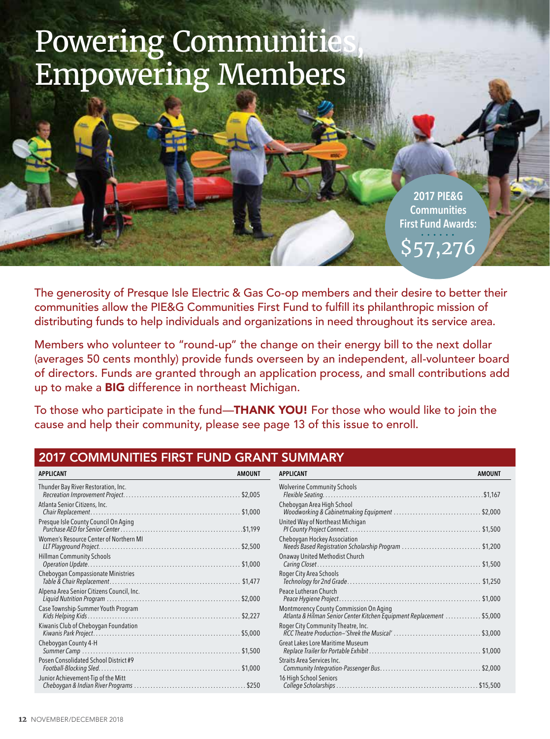# Powering Communities, Empowering Members

**2017 PIE&G Communities First Fund Awards: $57,276**

The generosity of Presque Isle Electric & Gas Co-op members and their desire to better their communities allow the PIE&G Communities First Fund to fulfill its philanthropic mission of distributing funds to help individuals and organizations in need throughout its service area.

Members who volunteer to "round-up" the change on their energy bill to the next dollar (averages 50 cents monthly) provide funds overseen by an independent, all-volunteer board of directors. Funds are granted through an application process, and small contributions add up to make a **BIG** difference in northeast Michigan.

To those who participate in the fund—**THANK YOU!** For those who would like to join the cause and help their community, please see page 13 of this issue to enroll.

## 2017 COMMUNITIES FIRST FUND GRANT SUMMARY

| APPLICANT | AMOUNT |
|---|---|
| Thunder Bay River Restoration, Inc. *Recreation Improvement Project* | $2,005 |
| Atlanta Senior Citizens, Inc. *Chair Replacement* | $1,000 |
| Presque Isle County Council On Aging *Purchase AED for Senior Center* | $1,199 |
| Women's Resource Center of Northern MI *LLT Playground Project* | $2,500 |
| Hillman Community Schools *Operation Update* | $1,000 |
| Cheboygan Compassionate Ministries *Table & Chair Replacement* | $1,477 |
| Alpena Area Senior Citizens Council, Inc. *Liquid Nutrition Program* | $2,000 |
| Case Township-Summer Youth Program *Kids Helping Kids* | $2,227 |
| Kiwanis Club of Cheboygan Foundation *Kiwanis Park Project* | $5,000 |
| Cheboygan County 4-H *Summer Camp* | $1,500 |
| Posen Consolidated School District #9 *Football-Blocking Sled* | $1,000 |
| Junior Achievement-Tip of the Mitt *Cheboygan & Indian River Programs* | $250 |
| Wolverine Community Schools *Flexible Seating* | $1,167 |
| Cheboygan Area High School *Woodworking & Cabinetmaking Equipment* | $2,000 |
| United Way of Northeast Michigan *PI County Project Connect* | $1,500 |
| Cheboygan Hockey Association *Needs Based Registration Scholarship Program* | $1,200 |
| Onaway United Methodist Church *Caring Closet* | $1,500 |
| Roger City Area Schools *Technology for 2nd Grade* | $1,250 |
| Peace Lutheran Church *Peace Hygiene Project* | $1,000 |
| Montmorency County Commission On Aging *Atlanta & Hilman Senior Center Kitchen Equipment Replacement* | $5,000 |
| Roger City Community Theatre, Inc. *RCC Theatre Production–'Shrek the Musical'* | $3,000 |
| Great Lakes Lore Maritime Museum *Replace Trailer for Portable Exhibit* | $1,000 |
| Straits Area Services Inc. *Community Integration-Passenger Bus* | $2,000 |
| 16 High School Seniors *College Scholarships* | $15,500 |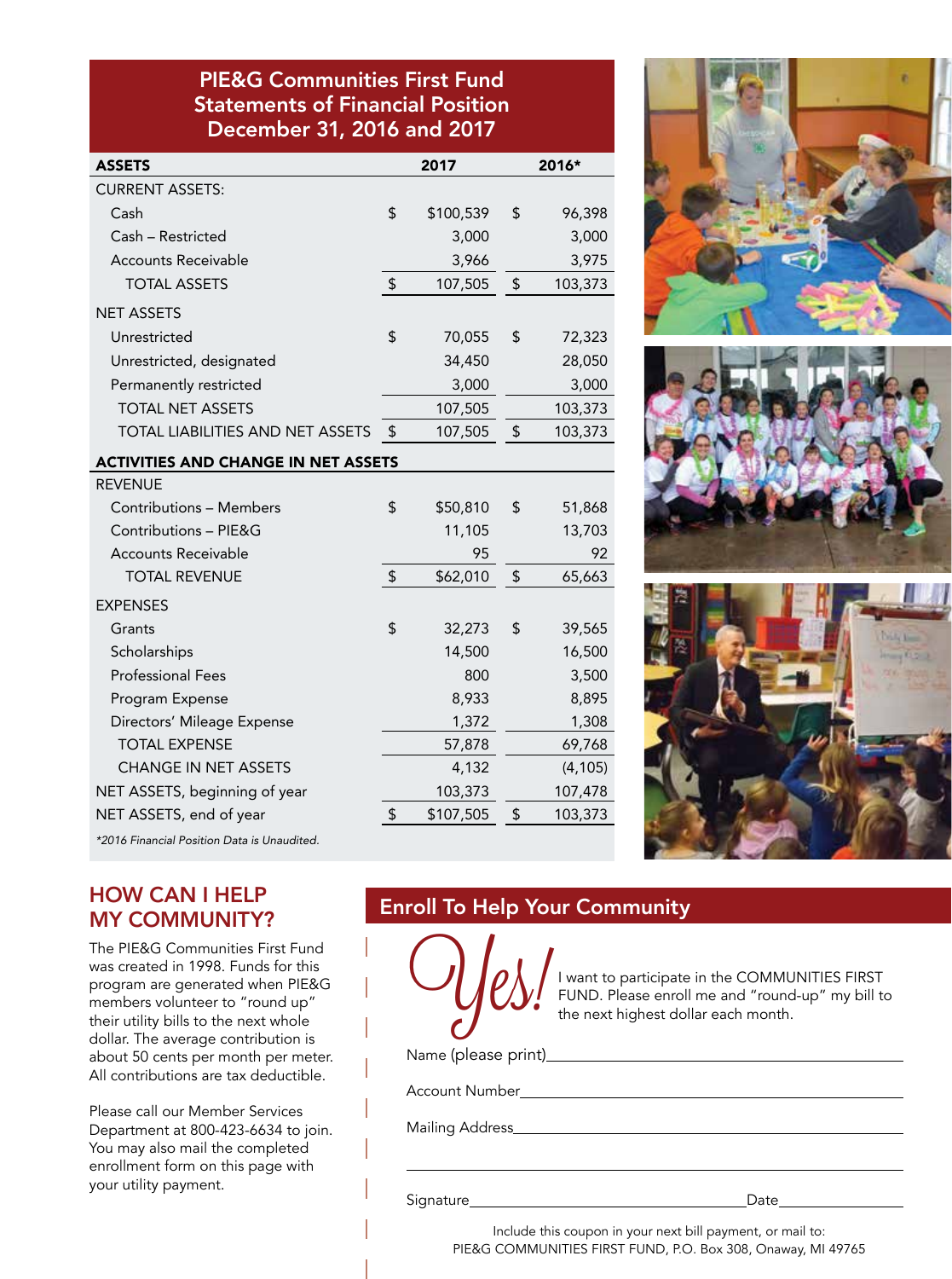## PIE&G Communities First Fund Statements of Financial Position December 31, 2016 and 2017

| ASSETS | 2017 | 2016* |
|---|---|---|
| CURRENT ASSETS: | | |
| Cash | $ $100,539 | $ 96,398 |
| Cash – Restricted | 3,000 | 3,000 |
| Accounts Receivable | 3,966 | 3,975 |
| TOTAL ASSETS | $ 107,505 | $ 103,373 |
| NET ASSETS | | |
| Unrestricted | $ 70,055 | $ 72,323 |
| Unrestricted, designated | 34,450 | 28,050 |
| Permanently restricted | 3,000 | 3,000 |
| TOTAL NET ASSETS | 107,505 | 103,373 |
| TOTAL LIABILITIES AND NET ASSETS | $ 107,505 | $ 103,373 |
| **ACTIVITIES AND CHANGE IN NET ASSETS** | | |
| REVENUE | | |
| Contributions – Members | $ $50,810 | $ 51,868 |
| Contributions – PIE&G | 11,105 | 13,703 |
| Accounts Receivable | 95 | 92 |
| TOTAL REVENUE | $ $62,010 | $ 65,663 |
| EXPENSES | | |
| Grants | $ 32,273 | $ 39,565 |
| Scholarships | 14,500 | 16,500 |
| Professional Fees | 800 | 3,500 |
| Program Expense | 8,933 | 8,895 |
| Directors' Mileage Expense | 1,372 | 1,308 |
| TOTAL EXPENSE | 57,878 | 69,768 |
| CHANGE IN NET ASSETS | 4,132 | (4,105) |
| NET ASSETS, beginning of year | 103,373 | 107,478 |
| NET ASSETS, end of year | $ $107,505 | $ 103,373 |

*\*2016 Financial Position Data is Unaudited.*

## HOW CAN I HELP MY COMMUNITY?

The PIE&G Communities First Fund was created in 1998. Funds for this program are generated when PIE&G members volunteer to "round up" their utility bills to the next whole dollar. The average contribution is about 50 cents per month per meter. All contributions are tax deductible.

Please call our Member Services Department at 800-423-6634 to join. You may also mail the completed enrollment form on this page with your utility payment.

## Enroll To Help Your Community

*Yes!* I want to participate in the COMMUNITIES FIRST FUND. Please enroll me and "round-up" my bill to the next highest dollar each month.

Name (please print)\_\_\_\_\_\_\_\_\_\_\_\_\_\_\_\_\_\_\_\_

Account Number\_\_\_\_\_\_\_\_\_\_\_\_\_\_\_\_\_\_\_\_

Mailing Address\_\_\_\_\_\_\_\_\_\_\_\_\_\_\_\_\_\_\_\_

\_\_\_\_\_\_\_\_\_\_\_\_\_\_\_\_\_\_\_\_

Signature\_\_\_\_\_\_\_\_\_\_\_\_\_\_\_\_\_\_\_\_ Date\_\_\_\_\_\_\_\_\_\_

Include this coupon in your next bill payment, or mail to:
PIE&G COMMUNITIES FIRST FUND, P.O. Box 308, Onaway, MI 49765